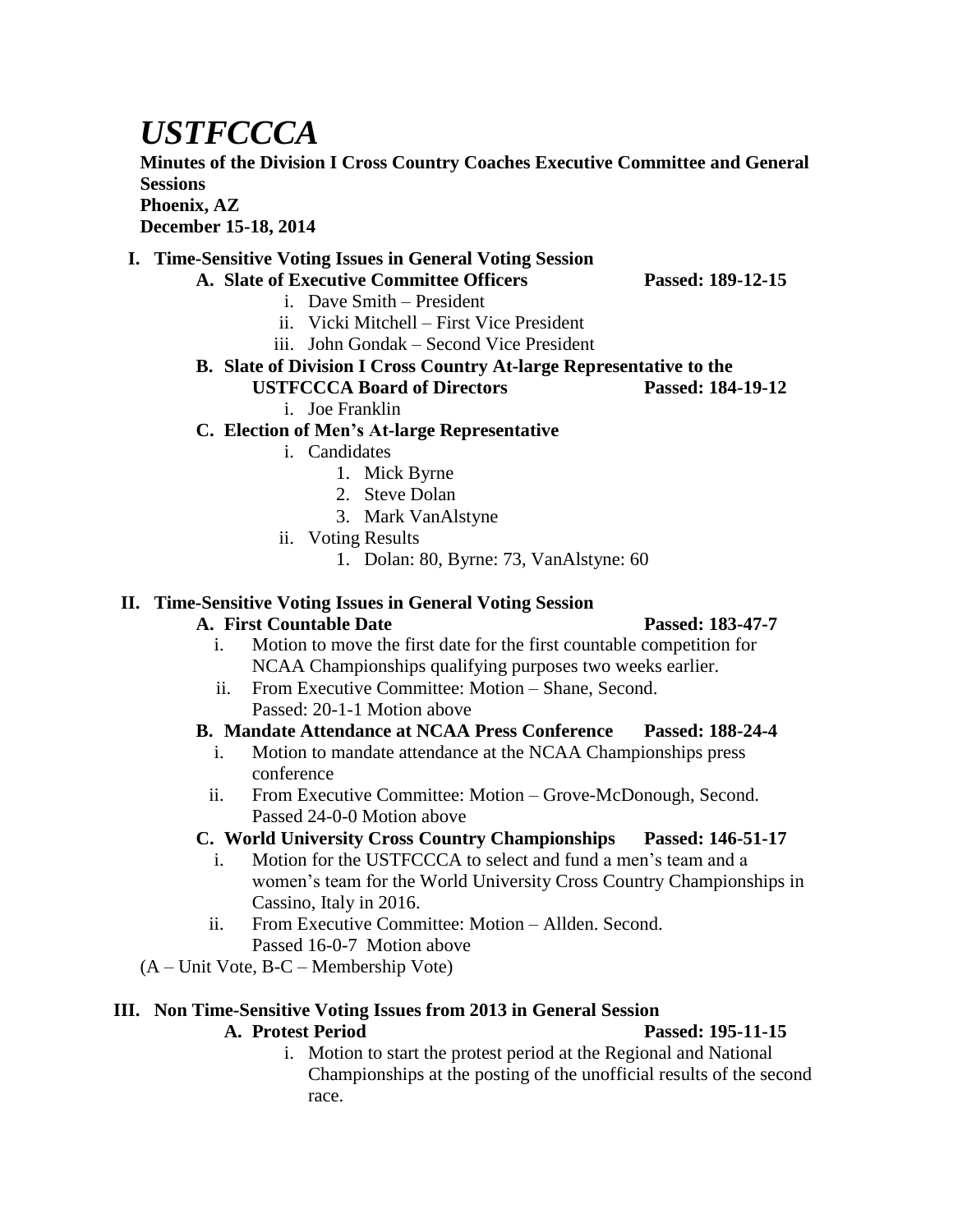# *USTFCCCA*

**Minutes of the Division I Cross Country Coaches Executive Committee and General Sessions**
**Phoenix, AZ**
**December 15-18, 2014**

## I. Time-Sensitive Voting Issues in General Voting Session

### A. Slate of Executive Committee Officers — Passed: 189-12-15

i. Dave Smith – President
ii. Vicki Mitchell – First Vice President
iii. John Gondak – Second Vice President

### B. Slate of Division I Cross Country At-large Representative to the USTFCCCA Board of Directors — Passed: 184-19-12

i. Joe Franklin

### C. Election of Men's At-large Representative

i. Candidates
   1. Mick Byrne
   2. Steve Dolan
   3. Mark VanAlstyne

ii. Voting Results
   1. Dolan: 80, Byrne: 73, VanAlstyne: 60

## II. Time-Sensitive Voting Issues in General Voting Session

### A. First Countable Date — Passed: 183-47-7

i. Motion to move the first date for the first countable competition for NCAA Championships qualifying purposes two weeks earlier.
ii. From Executive Committee: Motion – Shane, Second.
    Passed: 20-1-1 Motion above

### B. Mandate Attendance at NCAA Press Conference — Passed: 188-24-4

i. Motion to mandate attendance at the NCAA Championships press conference
ii. From Executive Committee: Motion – Grove-McDonough, Second.
    Passed 24-0-0 Motion above

### C. World University Cross Country Championships — Passed: 146-51-17

i. Motion for the USTFCCCA to select and fund a men's team and a women's team for the World University Cross Country Championships in Cassino, Italy in 2016.
ii. From Executive Committee: Motion – Allden. Second.
    Passed 16-0-7 Motion above

(A – Unit Vote, B-C – Membership Vote)

## III. Non Time-Sensitive Voting Issues from 2013 in General Session

### A. Protest Period — Passed: 195-11-15

i. Motion to start the protest period at the Regional and National Championships at the posting of the unofficial results of the second race.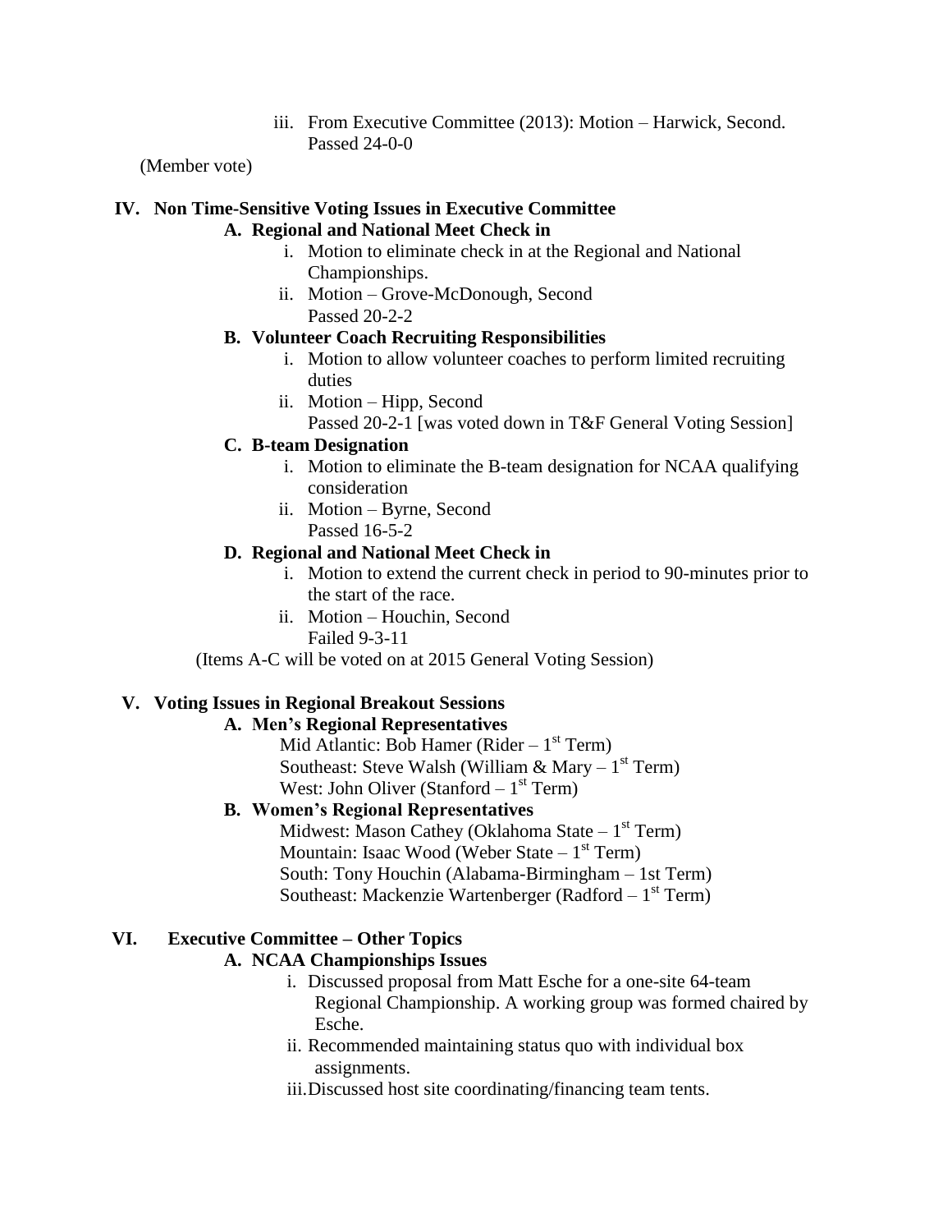iii. From Executive Committee (2013): Motion – Harwick, Second. Passed 24-0-0

(Member vote)

## IV. Non Time-Sensitive Voting Issues in Executive Committee

### A. Regional and National Meet Check in

   i. Motion to eliminate check in at the Regional and National Championships.
   ii. Motion – Grove-McDonough, Second
   Passed 20-2-2

### B. Volunteer Coach Recruiting Responsibilities

   i. Motion to allow volunteer coaches to perform limited recruiting duties
   ii. Motion – Hipp, Second
   Passed 20-2-1 [was voted down in T&F General Voting Session]

### C. B-team Designation

   i. Motion to eliminate the B-team designation for NCAA qualifying consideration
   ii. Motion – Byrne, Second
   Passed 16-5-2

### D. Regional and National Meet Check in

   i. Motion to extend the current check in period to 90-minutes prior to the start of the race.
   ii. Motion – Houchin, Second
   Failed 9-3-11

(Items A-C will be voted on at 2015 General Voting Session)

## V. Voting Issues in Regional Breakout Sessions

### A. Men's Regional Representatives

Mid Atlantic: Bob Hamer (Rider – 1st Term)
Southeast: Steve Walsh (William & Mary – 1st Term)
West: John Oliver (Stanford – 1st Term)

### B. Women's Regional Representatives

Midwest: Mason Cathey (Oklahoma State – 1st Term)
Mountain: Isaac Wood (Weber State – 1st Term)
South: Tony Houchin (Alabama-Birmingham – 1st Term)
Southeast: Mackenzie Wartenberger (Radford – 1st Term)

## VI. Executive Committee – Other Topics

### A. NCAA Championships Issues

   i. Discussed proposal from Matt Esche for a one-site 64-team Regional Championship. A working group was formed chaired by Esche.
   ii. Recommended maintaining status quo with individual box assignments.
   iii. Discussed host site coordinating/financing team tents.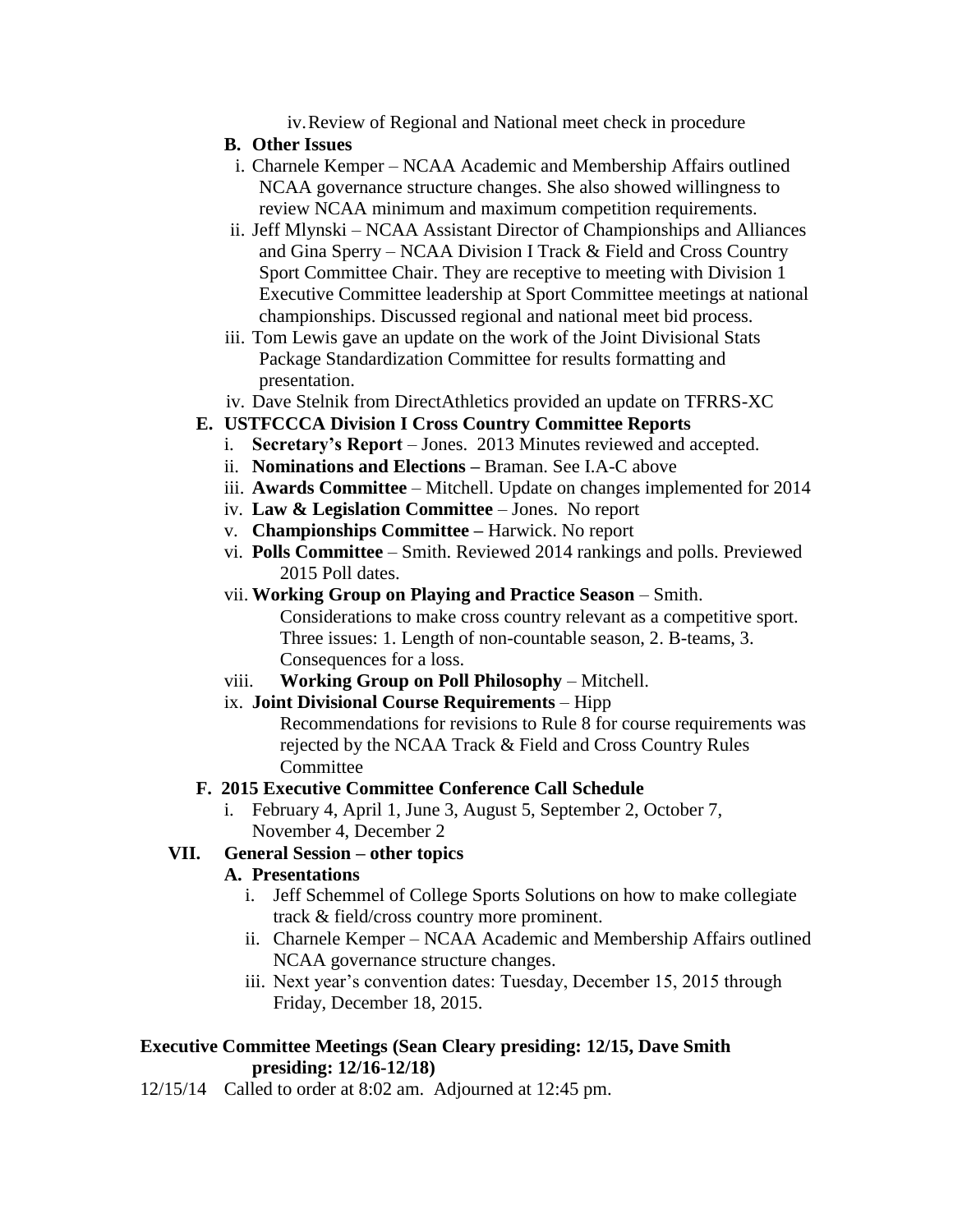iv. Review of Regional and National meet check in procedure

**B. Other Issues**

i. Charnele Kemper – NCAA Academic and Membership Affairs outlined NCAA governance structure changes. She also showed willingness to review NCAA minimum and maximum competition requirements.

ii. Jeff Mlynski – NCAA Assistant Director of Championships and Alliances and Gina Sperry – NCAA Division I Track & Field and Cross Country Sport Committee Chair. They are receptive to meeting with Division 1 Executive Committee leadership at Sport Committee meetings at national championships. Discussed regional and national meet bid process.

iii. Tom Lewis gave an update on the work of the Joint Divisional Stats Package Standardization Committee for results formatting and presentation.

iv. Dave Stelnik from DirectAthletics provided an update on TFRRS-XC

**E. USTFCCCA Division I Cross Country Committee Reports**

i. **Secretary's Report** – Jones. 2013 Minutes reviewed and accepted.

ii. **Nominations and Elections –** Braman. See I.A-C above

iii. **Awards Committee** – Mitchell. Update on changes implemented for 2014

iv. **Law & Legislation Committee** – Jones. No report

v. **Championships Committee –** Harwick. No report

vi. **Polls Committee** – Smith. Reviewed 2014 rankings and polls. Previewed 2015 Poll dates.

vii. **Working Group on Playing and Practice Season** – Smith. Considerations to make cross country relevant as a competitive sport. Three issues: 1. Length of non-countable season, 2. B-teams, 3. Consequences for a loss.

viii. **Working Group on Poll Philosophy** – Mitchell.

ix. **Joint Divisional Course Requirements** – Hipp
Recommendations for revisions to Rule 8 for course requirements was rejected by the NCAA Track & Field and Cross Country Rules Committee

**F. 2015 Executive Committee Conference Call Schedule**

i. February 4, April 1, June 3, August 5, September 2, October 7, November 4, December 2

**VII. General Session – other topics**

**A. Presentations**

i. Jeff Schemmel of College Sports Solutions on how to make collegiate track & field/cross country more prominent.

ii. Charnele Kemper – NCAA Academic and Membership Affairs outlined NCAA governance structure changes.

iii. Next year's convention dates: Tuesday, December 15, 2015 through Friday, December 18, 2015.

**Executive Committee Meetings (Sean Cleary presiding: 12/15, Dave Smith presiding: 12/16-12/18)**

12/15/14 Called to order at 8:02 am. Adjourned at 12:45 pm.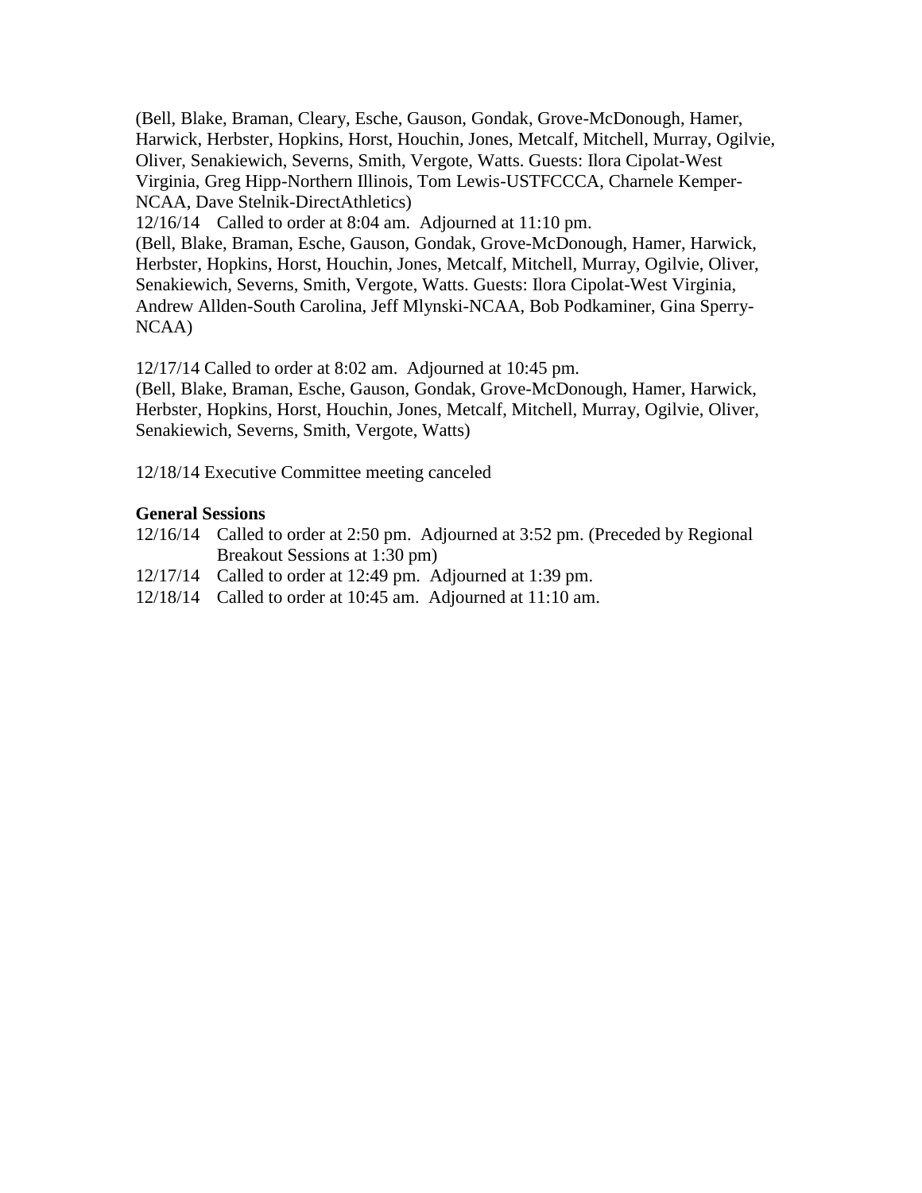(Bell, Blake, Braman, Cleary, Esche, Gauson, Gondak, Grove-McDonough, Hamer, Harwick, Herbster, Hopkins, Horst, Houchin, Jones, Metcalf, Mitchell, Murray, Ogilvie, Oliver, Senakiewich, Severns, Smith, Vergote, Watts. Guests: Ilora Cipolat-West Virginia, Greg Hipp-Northern Illinois, Tom Lewis-USTFCCCA, Charnele Kemper-NCAA, Dave Stelnik-DirectAthletics)

12/16/14 Called to order at 8:04 am. Adjourned at 11:10 pm.
(Bell, Blake, Braman, Esche, Gauson, Gondak, Grove-McDonough, Hamer, Harwick, Herbster, Hopkins, Horst, Houchin, Jones, Metcalf, Mitchell, Murray, Ogilvie, Oliver, Senakiewich, Severns, Smith, Vergote, Watts. Guests: Ilora Cipolat-West Virginia, Andrew Allden-South Carolina, Jeff Mlynski-NCAA, Bob Podkaminer, Gina Sperry-NCAA)

12/17/14 Called to order at 8:02 am. Adjourned at 10:45 pm.
(Bell, Blake, Braman, Esche, Gauson, Gondak, Grove-McDonough, Hamer, Harwick, Herbster, Hopkins, Horst, Houchin, Jones, Metcalf, Mitchell, Murray, Ogilvie, Oliver, Senakiewich, Severns, Smith, Vergote, Watts)

12/18/14 Executive Committee meeting canceled

**General Sessions**

12/16/14 Called to order at 2:50 pm. Adjourned at 3:52 pm. (Preceded by Regional Breakout Sessions at 1:30 pm)
12/17/14 Called to order at 12:49 pm. Adjourned at 1:39 pm.
12/18/14 Called to order at 10:45 am. Adjourned at 11:10 am.